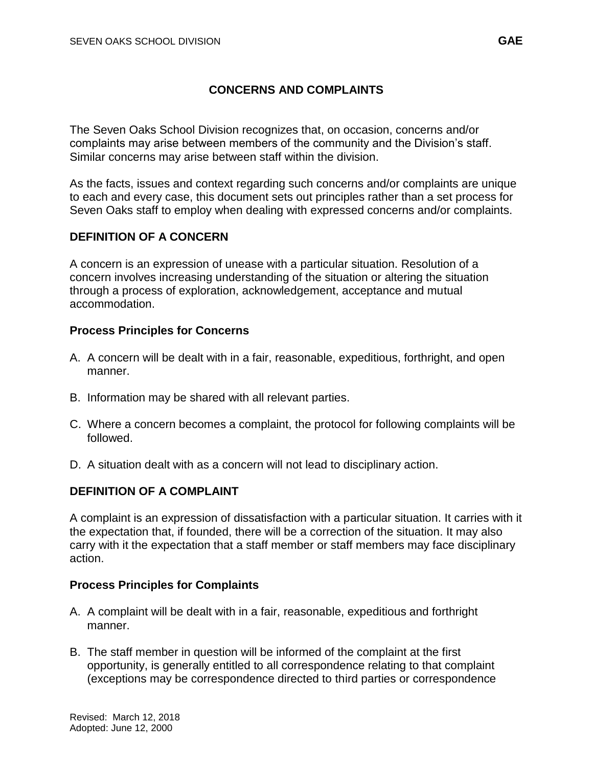# CONCERNS AND COMPLAINTS

The Seven Oaks School Division recognizes that, on occasion, concerns and/or complaints may arise between members of the community and the Division's staff. Similar concerns may arise between staff within the division.

As the facts, issues and context regarding such concerns and/or complaints are unique to each and every case, this document sets out principles rather than a set process for Seven Oaks staff to employ when dealing with expressed concerns and/or complaints.

## DEFINITION OF A CONCERN

A concern is an expression of unease with a particular situation. Resolution of a concern involves increasing understanding of the situation or altering the situation through a process of exploration, acknowledgement, acceptance and mutual accommodation.

### Process Principles for Concerns

A. A concern will be dealt with in a fair, reasonable, expeditious, forthright, and open manner.

B. Information may be shared with all relevant parties.

C. Where a concern becomes a complaint, the protocol for following complaints will be followed.

D. A situation dealt with as a concern will not lead to disciplinary action.

## DEFINITION OF A COMPLAINT

A complaint is an expression of dissatisfaction with a particular situation. It carries with it the expectation that, if founded, there will be a correction of the situation. It may also carry with it the expectation that a staff member or staff members may face disciplinary action.

### Process Principles for Complaints

A. A complaint will be dealt with in a fair, reasonable, expeditious and forthright manner.

B. The staff member in question will be informed of the complaint at the first opportunity, is generally entitled to all correspondence relating to that complaint (exceptions may be correspondence directed to third parties or correspondence

Revised: March 12, 2018
Adopted: June 12, 2000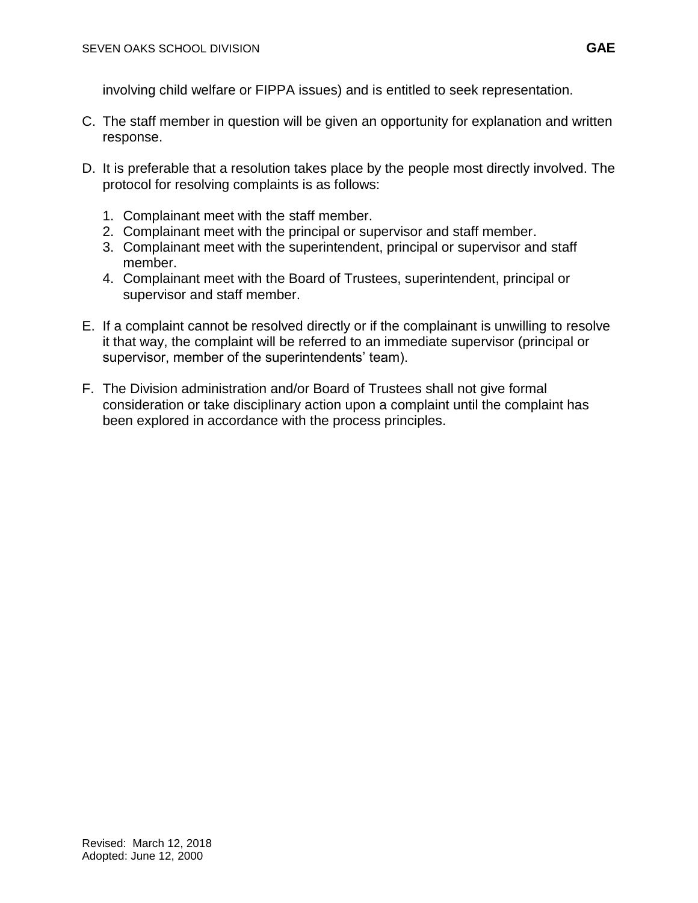involving child welfare or FIPPA issues) and is entitled to seek representation.

C. The staff member in question will be given an opportunity for explanation and written response.

D. It is preferable that a resolution takes place by the people most directly involved. The protocol for resolving complaints is as follows:

   1. Complainant meet with the staff member.
   2. Complainant meet with the principal or supervisor and staff member.
   3. Complainant meet with the superintendent, principal or supervisor and staff member.
   4. Complainant meet with the Board of Trustees, superintendent, principal or supervisor and staff member.

E. If a complaint cannot be resolved directly or if the complainant is unwilling to resolve it that way, the complaint will be referred to an immediate supervisor (principal or supervisor, member of the superintendents' team).

F. The Division administration and/or Board of Trustees shall not give formal consideration or take disciplinary action upon a complaint until the complaint has been explored in accordance with the process principles.

Revised: March 12, 2018
Adopted: June 12, 2000